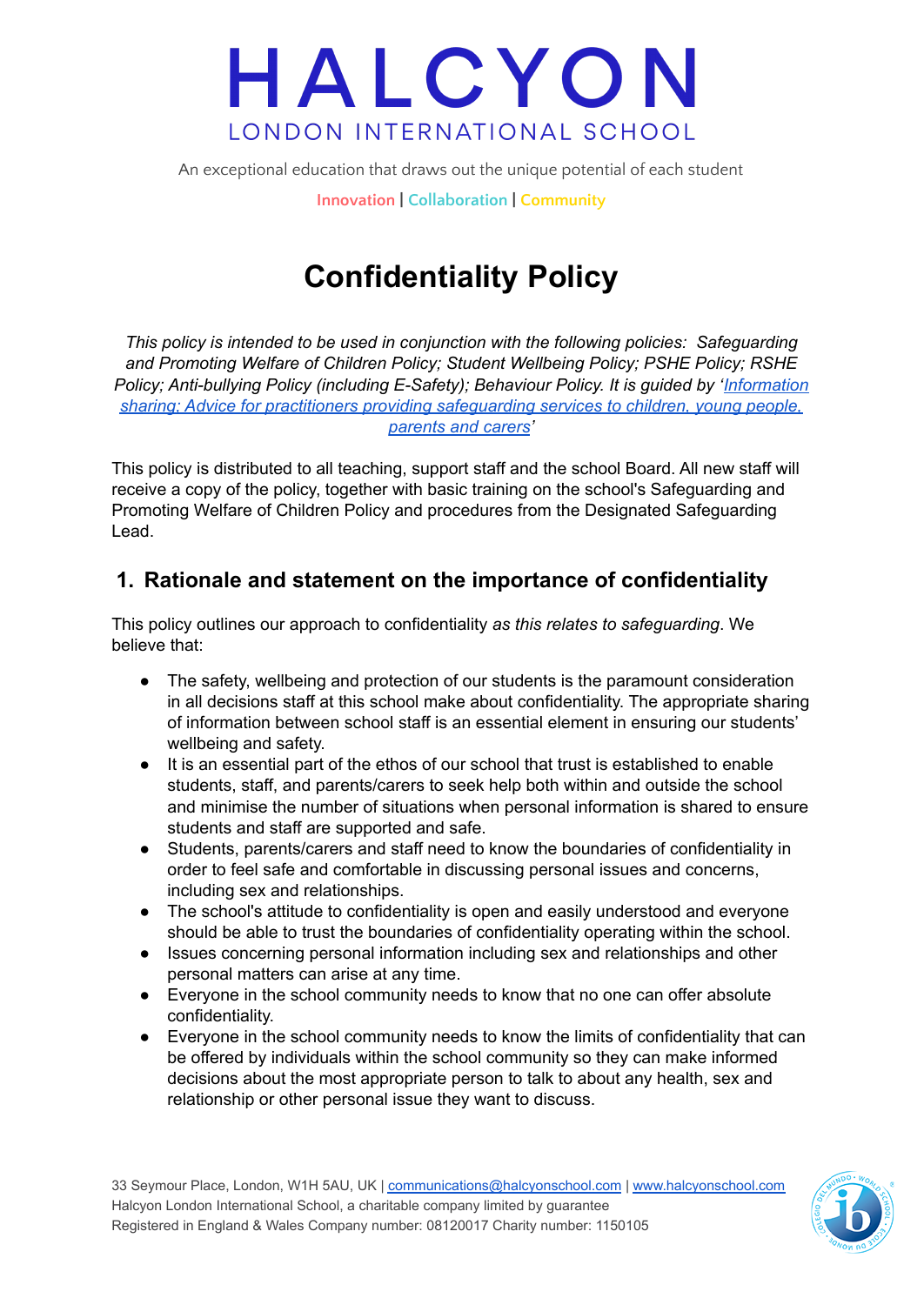# HALCYON

LONDON INTERNATIONAL SCHOOL

An exceptional education that draws out the unique potential of each student

Innovation | Collaboration | Community

# Confidentiality Policy

*This policy is intended to be used in conjunction with the following policies: Safeguarding and Promoting Welfare of Children Policy; Student Wellbeing Policy; PSHE Policy; RSHE Policy; Anti-bullying Policy (including E-Safety); Behaviour Policy. It is guided by '[Information sharing: Advice for practitioners providing safeguarding services to children, young people, parents and carers](#)'*

This policy is distributed to all teaching, support staff and the school Board. All new staff will receive a copy of the policy, together with basic training on the school's Safeguarding and Promoting Welfare of Children Policy and procedures from the Designated Safeguarding Lead.

## 1. Rationale and statement on the importance of confidentiality

This policy outlines our approach to confidentiality *as this relates to safeguarding*. We believe that:

- The safety, wellbeing and protection of our students is the paramount consideration in all decisions staff at this school make about confidentiality. The appropriate sharing of information between school staff is an essential element in ensuring our students' wellbeing and safety.
- It is an essential part of the ethos of our school that trust is established to enable students, staff, and parents/carers to seek help both within and outside the school and minimise the number of situations when personal information is shared to ensure students and staff are supported and safe.
- Students, parents/carers and staff need to know the boundaries of confidentiality in order to feel safe and comfortable in discussing personal issues and concerns, including sex and relationships.
- The school's attitude to confidentiality is open and easily understood and everyone should be able to trust the boundaries of confidentiality operating within the school.
- Issues concerning personal information including sex and relationships and other personal matters can arise at any time.
- Everyone in the school community needs to know that no one can offer absolute confidentiality.
- Everyone in the school community needs to know the limits of confidentiality that can be offered by individuals within the school community so they can make informed decisions about the most appropriate person to talk to about any health, sex and relationship or other personal issue they want to discuss.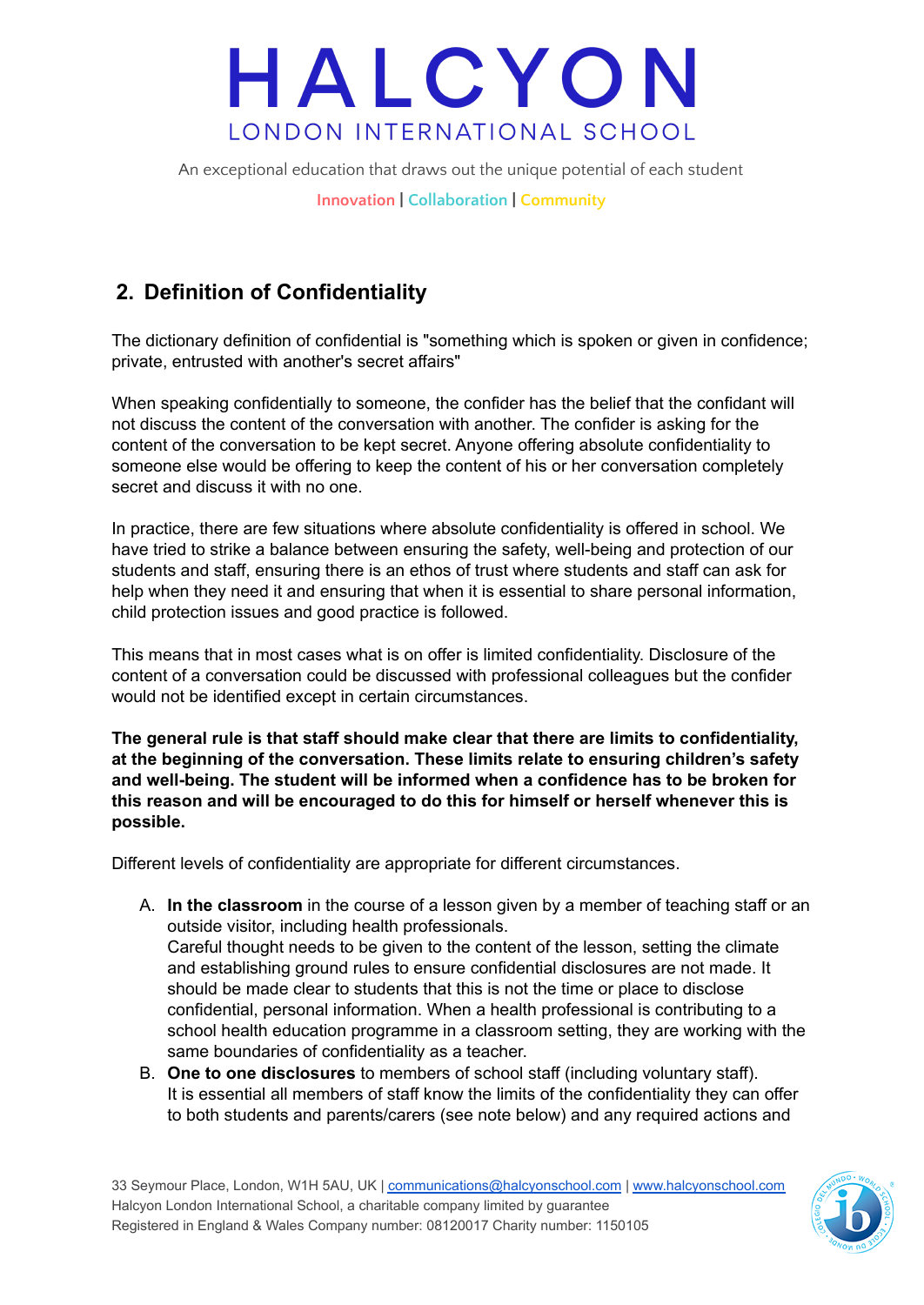## 2. Definition of Confidentiality

The dictionary definition of confidential is "something which is spoken or given in confidence; private, entrusted with another's secret affairs"

When speaking confidentially to someone, the confider has the belief that the confidant will not discuss the content of the conversation with another. The confider is asking for the content of the conversation to be kept secret. Anyone offering absolute confidentiality to someone else would be offering to keep the content of his or her conversation completely secret and discuss it with no one.

In practice, there are few situations where absolute confidentiality is offered in school. We have tried to strike a balance between ensuring the safety, well-being and protection of our students and staff, ensuring there is an ethos of trust where students and staff can ask for help when they need it and ensuring that when it is essential to share personal information, child protection issues and good practice is followed.

This means that in most cases what is on offer is limited confidentiality. Disclosure of the content of a conversation could be discussed with professional colleagues but the confider would not be identified except in certain circumstances.

**The general rule is that staff should make clear that there are limits to confidentiality, at the beginning of the conversation. These limits relate to ensuring children's safety and well-being. The student will be informed when a confidence has to be broken for this reason and will be encouraged to do this for himself or herself whenever this is possible.**

Different levels of confidentiality are appropriate for different circumstances.

A. **In the classroom** in the course of a lesson given by a member of teaching staff or an outside visitor, including health professionals.
   Careful thought needs to be given to the content of the lesson, setting the climate and establishing ground rules to ensure confidential disclosures are not made. It should be made clear to students that this is not the time or place to disclose confidential, personal information. When a health professional is contributing to a school health education programme in a classroom setting, they are working with the same boundaries of confidentiality as a teacher.
B. **One to one disclosures** to members of school staff (including voluntary staff).
   It is essential all members of staff know the limits of the confidentiality they can offer to both students and parents/carers (see note below) and any required actions and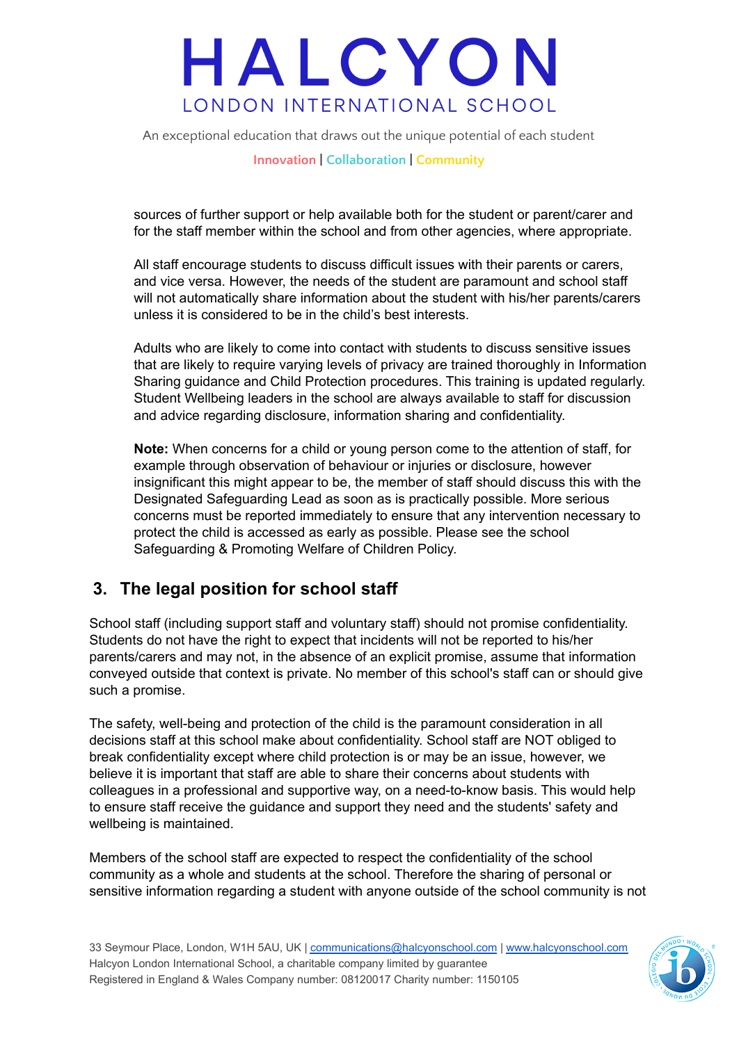sources of further support or help available both for the student or parent/carer and for the staff member within the school and from other agencies, where appropriate.

All staff encourage students to discuss difficult issues with their parents or carers, and vice versa. However, the needs of the student are paramount and school staff will not automatically share information about the student with his/her parents/carers unless it is considered to be in the child's best interests.

Adults who are likely to come into contact with students to discuss sensitive issues that are likely to require varying levels of privacy are trained thoroughly in Information Sharing guidance and Child Protection procedures. This training is updated regularly. Student Wellbeing leaders in the school are always available to staff for discussion and advice regarding disclosure, information sharing and confidentiality.

**Note:** When concerns for a child or young person come to the attention of staff, for example through observation of behaviour or injuries or disclosure, however insignificant this might appear to be, the member of staff should discuss this with the Designated Safeguarding Lead as soon as is practically possible. More serious concerns must be reported immediately to ensure that any intervention necessary to protect the child is accessed as early as possible. Please see the school Safeguarding & Promoting Welfare of Children Policy.

## 3. The legal position for school staff

School staff (including support staff and voluntary staff) should not promise confidentiality. Students do not have the right to expect that incidents will not be reported to his/her parents/carers and may not, in the absence of an explicit promise, assume that information conveyed outside that context is private. No member of this school's staff can or should give such a promise.

The safety, well-being and protection of the child is the paramount consideration in all decisions staff at this school make about confidentiality. School staff are NOT obliged to break confidentiality except where child protection is or may be an issue, however, we believe it is important that staff are able to share their concerns about students with colleagues in a professional and supportive way, on a need-to-know basis. This would help to ensure staff receive the guidance and support they need and the students' safety and wellbeing is maintained.

Members of the school staff are expected to respect the confidentiality of the school community as a whole and students at the school. Therefore the sharing of personal or sensitive information regarding a student with anyone outside of the school community is not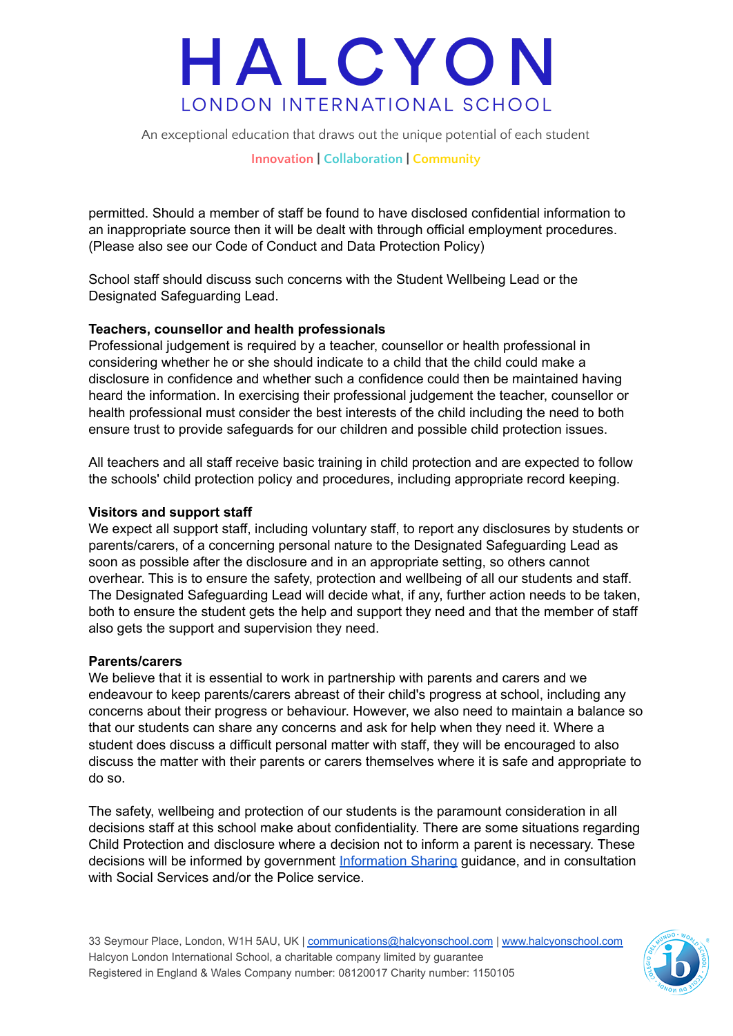permitted. Should a member of staff be found to have disclosed confidential information to an inappropriate source then it will be dealt with through official employment procedures. (Please also see our Code of Conduct and Data Protection Policy)

School staff should discuss such concerns with the Student Wellbeing Lead or the Designated Safeguarding Lead.

**Teachers, counsellor and health professionals**

Professional judgement is required by a teacher, counsellor or health professional in considering whether he or she should indicate to a child that the child could make a disclosure in confidence and whether such a confidence could then be maintained having heard the information. In exercising their professional judgement the teacher, counsellor or health professional must consider the best interests of the child including the need to both ensure trust to provide safeguards for our children and possible child protection issues.

All teachers and all staff receive basic training in child protection and are expected to follow the schools' child protection policy and procedures, including appropriate record keeping.

**Visitors and support staff**

We expect all support staff, including voluntary staff, to report any disclosures by students or parents/carers, of a concerning personal nature to the Designated Safeguarding Lead as soon as possible after the disclosure and in an appropriate setting, so others cannot overhear. This is to ensure the safety, protection and wellbeing of all our students and staff. The Designated Safeguarding Lead will decide what, if any, further action needs to be taken, both to ensure the student gets the help and support they need and that the member of staff also gets the support and supervision they need.

**Parents/carers**

We believe that it is essential to work in partnership with parents and carers and we endeavour to keep parents/carers abreast of their child's progress at school, including any concerns about their progress or behaviour. However, we also need to maintain a balance so that our students can share any concerns and ask for help when they need it. Where a student does discuss a difficult personal matter with staff, they will be encouraged to also discuss the matter with their parents or carers themselves where it is safe and appropriate to do so.

The safety, wellbeing and protection of our students is the paramount consideration in all decisions staff at this school make about confidentiality. There are some situations regarding Child Protection and disclosure where a decision not to inform a parent is necessary. These decisions will be informed by government Information Sharing guidance, and in consultation with Social Services and/or the Police service.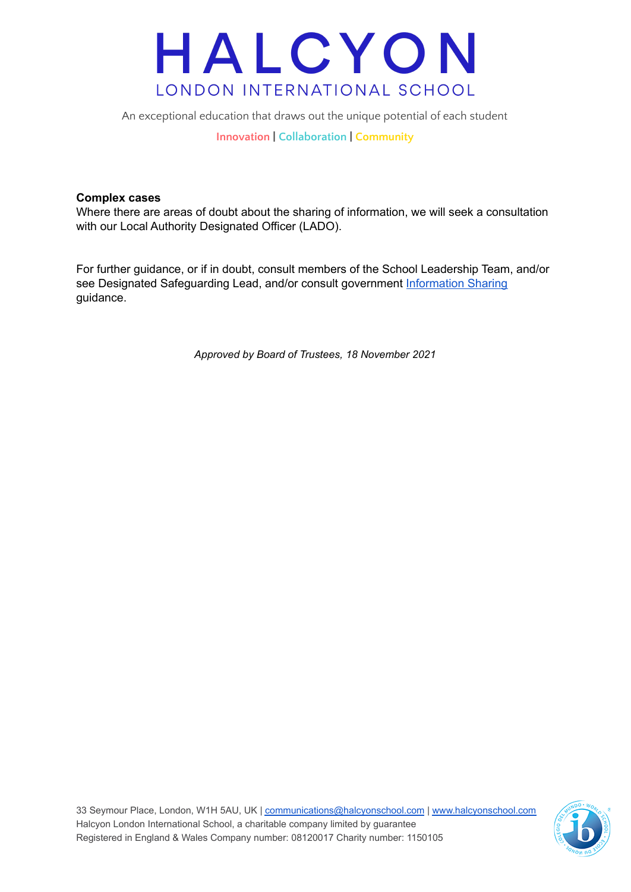**Complex cases**
Where there are areas of doubt about the sharing of information, we will seek a consultation with our Local Authority Designated Officer (LADO).

For further guidance, or if in doubt, consult members of the School Leadership Team, and/or see Designated Safeguarding Lead, and/or consult government Information Sharing guidance.

*Approved by Board of Trustees, 18 November 2021*